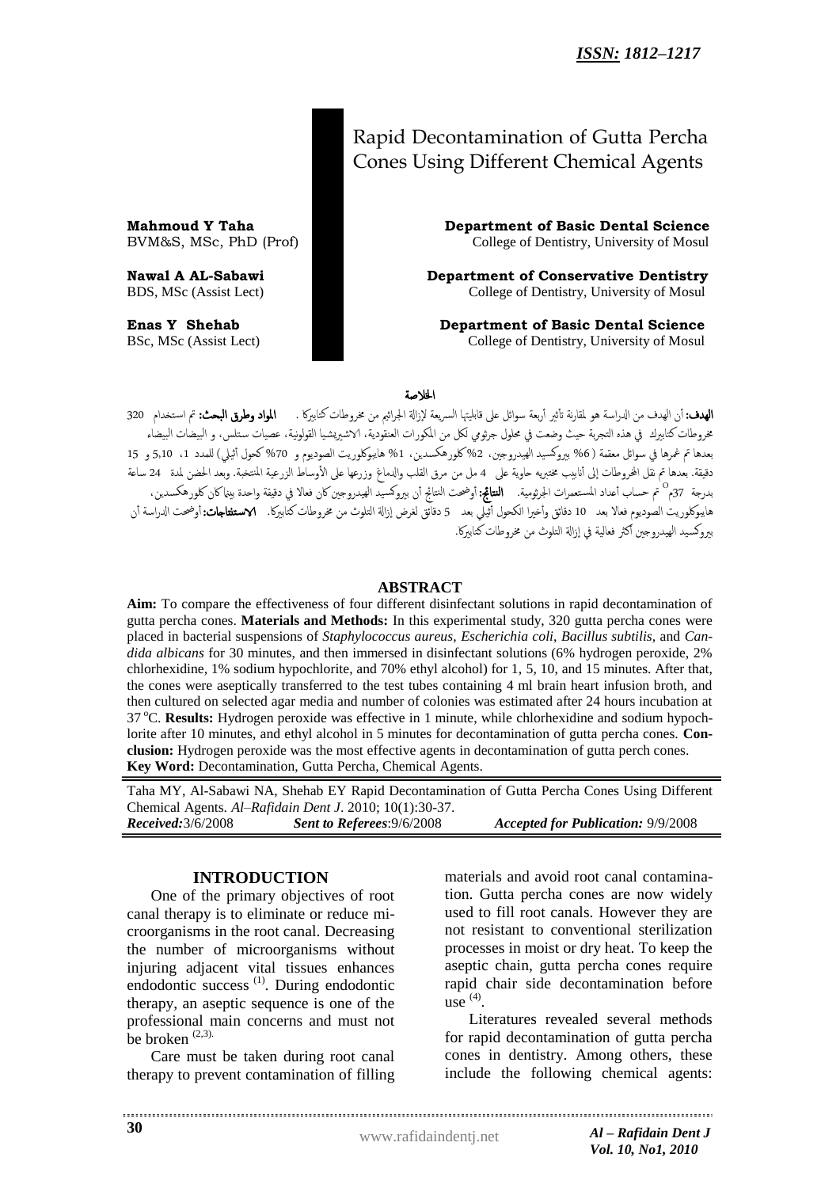*ISSN: 1812–1217*

# Rapid Decontamination of Gutta Percha Cones Using Different Chemical Agents

**Mahmoud Y Taha**
BVM&S, MSc, PhD (Prof)
**Department of Basic Dental Science**
College of Dentistry, University of Mosul

**Nawal A AL-Sabawi**
BDS, MSc (Assist Lect)
**Department of Conservative Dentistry**
College of Dentistry, University of Mosul

**Enas Y Shehab**
BSc, MSc (Assist Lect)
**Department of Basic Dental Science**
College of Dentistry, University of Mosul

## الخلاصة

**الهدف:** أن الهدف من الدراسة هو لمقارنة تأثير أربعة سوائل على قابليتها السريعة لإزالة الجراثيم من مخروطات كتابيركا . **المواد وطرق البحث:** تم استخدام 320 مخروطات كتابيرك في هذه التجربة حيث وضعت في محلول جرثومي لكل من المكورات العنقودية، الاشيريشيا القولونية، عصيات ستلس، و البيضات البيضاء بعدها تم غمرها في سوائل معقمة ( 6% بيروكسيد الهيدروجين، 2% كلورهكسدين، 1% هايبوكلوريت الصوديوم و 70% كحول أثيلي) للمدد 1، 5، 10 و 15 دقيقة. بعدها تم نقل المخروطات إلى أنابيب مختبرية حاوية على 4 مل من مرق القلب والدماغ وزرعها على الأوساط الزرعية المنتخبة. وبعد الحضن لمدة 24 ساعة بدرجة 37م° تم حساب أعداد المستعمرات الجرثومية. **النتائج:** أوضحت النتائج أن بيروكسيد الهيدروجين كان فعالا في دقيقة واحدة بينما كان كلورهكسدين، هايبوكلوريت الصوديوم فعالا بعد 10 دقائق وأخيرا الكحول أثيلي بعد 5 دقائق لغرض إزالة التلوث من مخروطات كتابيركا. **الاستنتاجات:** أوضحت الدراسة أن بيروكسيد الهيدروجين أكثر فعالية في إزالة التلوث من مخروطات كتابيركا.

## ABSTRACT

**Aim:** To compare the effectiveness of four different disinfectant solutions in rapid decontamination of gutta percha cones. **Materials and Methods:** In this experimental study, 320 gutta percha cones were placed in bacterial suspensions of *Staphylococcus aureus, Escherichia coli, Bacillus subtilis*, and *Candida albicans* for 30 minutes, and then immersed in disinfectant solutions (6% hydrogen peroxide, 2% chlorhexidine, 1% sodium hypochlorite, and 70% ethyl alcohol) for 1, 5, 10, and 15 minutes. After that, the cones were aseptically transferred to the test tubes containing 4 ml brain heart infusion broth, and then cultured on selected agar media and number of colonies was estimated after 24 hours incubation at 37 $^{o}$C. **Results:** Hydrogen peroxide was effective in 1 minute, while chlorhexidine and sodium hypochlorite after 10 minutes, and ethyl alcohol in 5 minutes for decontamination of gutta percha cones. **Conclusion:** Hydrogen peroxide was the most effective agents in decontamination of gutta perch cones.
**Key Word:** Decontamination, Gutta Percha, Chemical Agents.

Taha MY, Al-Sabawi NA, Shehab EY Rapid Decontamination of Gutta Percha Cones Using Different Chemical Agents. *Al–Rafidain Dent J*. 2010; 10(1):30-37.
*Received:*3/6/2008 *Sent to Referees*:9/6/2008 *Accepted for Publication:* 9/9/2008

## INTRODUCTION

One of the primary objectives of root canal therapy is to eliminate or reduce microorganisms in the root canal. Decreasing the number of microorganisms without injuring adjacent vital tissues enhances endodontic success [1]. During endodontic therapy, an aseptic sequence is one of the professional main concerns and must not be broken [2,3].

Care must be taken during root canal therapy to prevent contamination of filling materials and avoid root canal contamination. Gutta percha cones are now widely used to fill root canals. However they are not resistant to conventional sterilization processes in moist or dry heat. To keep the aseptic chain, gutta percha cones require rapid chair side decontamination before use [4].

Literatures revealed several methods for rapid decontamination of gutta percha cones in dentistry. Among others, these include the following chemical agents: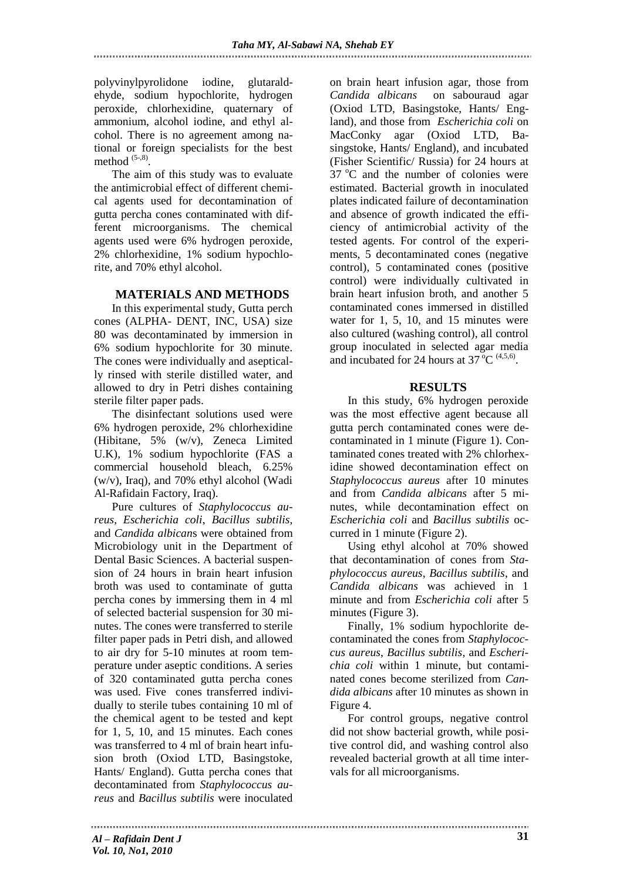polyvinylpyrolidone iodine, glutaraldehyde, sodium hypochlorite, hydrogen peroxide, chlorhexidine, quaternary of ammonium, alcohol iodine, and ethyl alcohol. There is no agreement among national or foreign specialists for the best method [5-,8].

The aim of this study was to evaluate the antimicrobial effect of different chemical agents used for decontamination of gutta percha cones contaminated with different microorganisms. The chemical agents used were 6% hydrogen peroxide, 2% chlorhexidine, 1% sodium hypochlorite, and 70% ethyl alcohol.

## MATERIALS AND METHODS

In this experimental study, Gutta perch cones (ALPHA- DENT, INC, USA) size 80 was decontaminated by immersion in 6% sodium hypochlorite for 30 minute. The cones were individually and aseptically rinsed with sterile distilled water, and allowed to dry in Petri dishes containing sterile filter paper pads.

The disinfectant solutions used were 6% hydrogen peroxide, 2% chlorhexidine (Hibitane, 5% (w/v), Zeneca Limited U.K), 1% sodium hypochlorite (FAS a commercial household bleach, 6.25% (w/v), Iraq), and 70% ethyl alcohol (Wadi Al-Rafidain Factory, Iraq).

Pure cultures of *Staphylococcus aureus*, *Escherichia coli*, *Bacillus subtilis*, and *Candida albicans* were obtained from Microbiology unit in the Department of Dental Basic Sciences. A bacterial suspension of 24 hours in brain heart infusion broth was used to contaminate of gutta percha cones by immersing them in 4 ml of selected bacterial suspension for 30 minutes. The cones were transferred to sterile filter paper pads in Petri dish, and allowed to air dry for 5-10 minutes at room temperature under aseptic conditions. A series of 320 contaminated gutta percha cones was used. Five cones transferred individually to sterile tubes containing 10 ml of the chemical agent to be tested and kept for 1, 5, 10, and 15 minutes. Each cones was transferred to 4 ml of brain heart infusion broth (Oxiod LTD, Basingstoke, Hants/ England). Gutta percha cones that decontaminated from *Staphylococcus aureus* and *Bacillus subtilis* were inoculated on brain heart infusion agar, those from *Candida albicans* on sabouraud agar (Oxiod LTD, Basingstoke, Hants/ England), and those from *Escherichia coli* on MacConky agar (Oxiod LTD, Basingstoke, Hants/ England), and incubated (Fisher Scientific/ Russia) for 24 hours at 37 °C and the number of colonies were estimated. Bacterial growth in inoculated plates indicated failure of decontamination and absence of growth indicated the efficiency of antimicrobial activity of the tested agents. For control of the experiments, 5 decontaminated cones (negative control), 5 contaminated cones (positive control) were individually cultivated in brain heart infusion broth, and another 5 contaminated cones immersed in distilled water for 1, 5, 10, and 15 minutes were also cultured (washing control), all control group inoculated in selected agar media and incubated for 24 hours at 37 °C [4,5,6].

## RESULTS

In this study, 6% hydrogen peroxide was the most effective agent because all gutta perch contaminated cones were decontaminated in 1 minute (Figure 1). Contaminated cones treated with 2% chlorhexidine showed decontamination effect on *Staphylococcus aureus* after 10 minutes and from *Candida albicans* after 5 minutes, while decontamination effect on *Escherichia coli* and *Bacillus subtilis* occurred in 1 minute (Figure 2).

Using ethyl alcohol at 70% showed that decontamination of cones from *Staphylococcus aureus*, *Bacillus subtilis*, and *Candida albicans* was achieved in 1 minute and from *Escherichia coli* after 5 minutes (Figure 3).

Finally, 1% sodium hypochlorite decontaminated the cones from *Staphylococcus aureus*, *Bacillus subtilis*, and *Escherichia coli* within 1 minute, but contaminated cones become sterilized from *Candida albicans* after 10 minutes as shown in Figure 4.

For control groups, negative control did not show bacterial growth, while positive control did, and washing control also revealed bacterial growth at all time intervals for all microorganisms.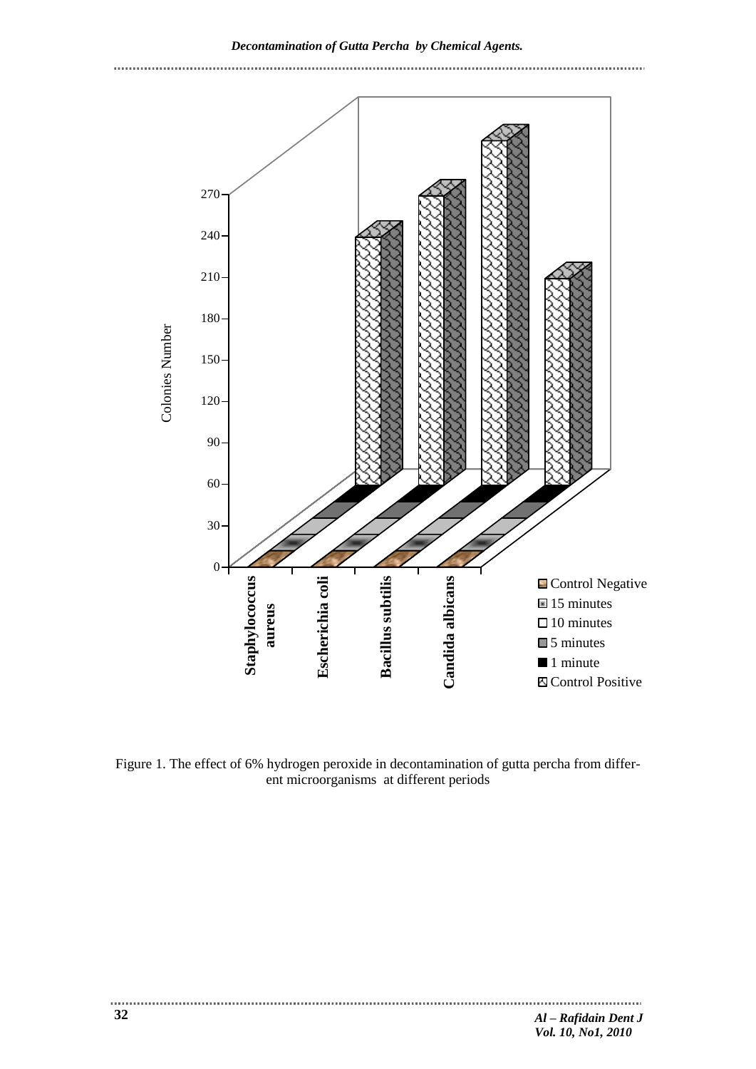Figure 1. The effect of 6% hydrogen peroxide in decontamination of gutta percha from different microorganisms at different periods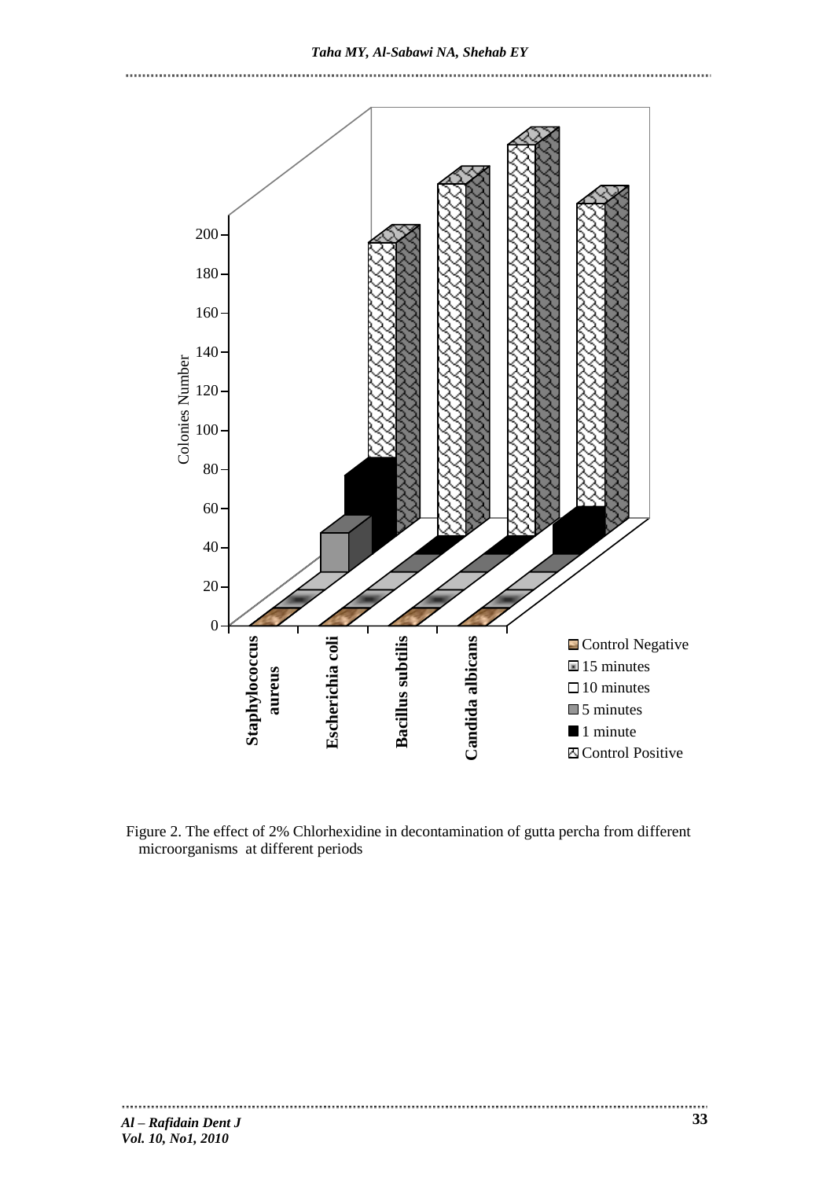Figure 2. The effect of 2% Chlorhexidine in decontamination of gutta percha from different microorganisms at different periods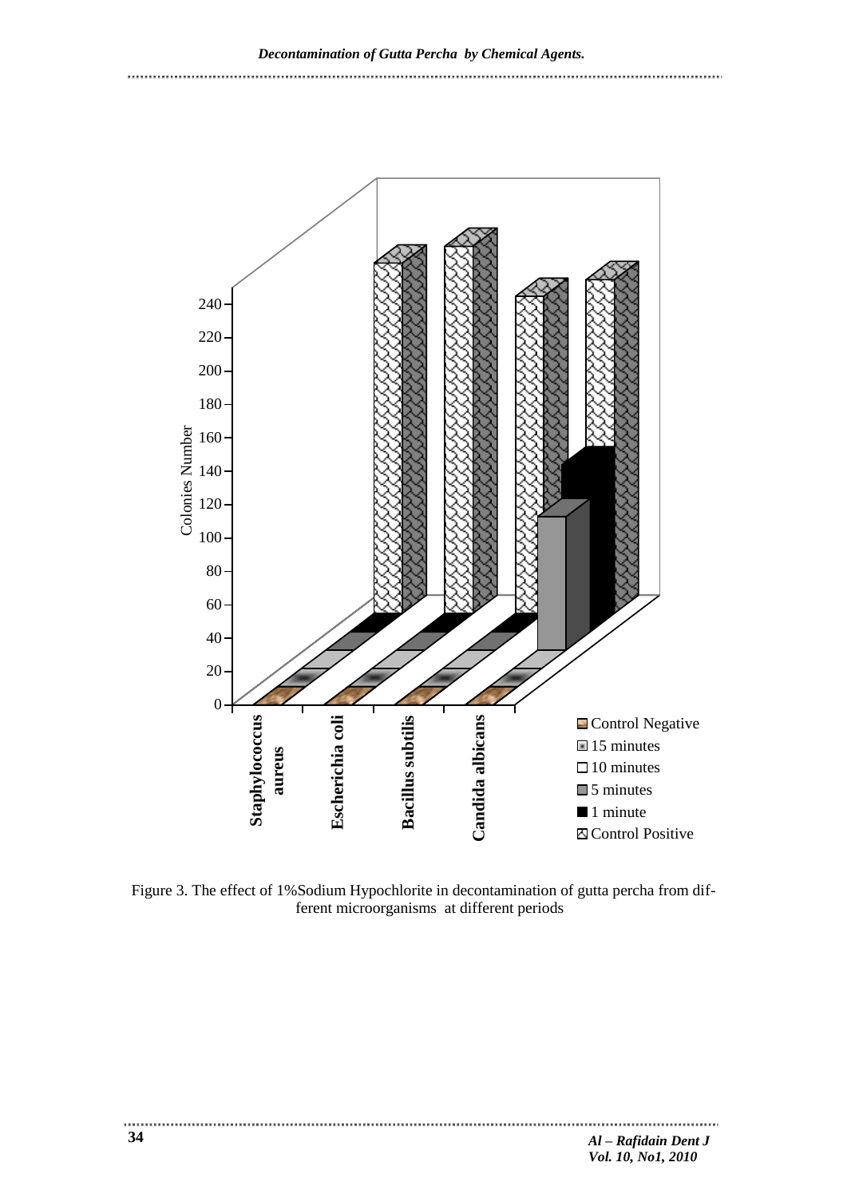Figure 3. The effect of 1%Sodium Hypochlorite in decontamination of gutta percha from different microorganisms at different periods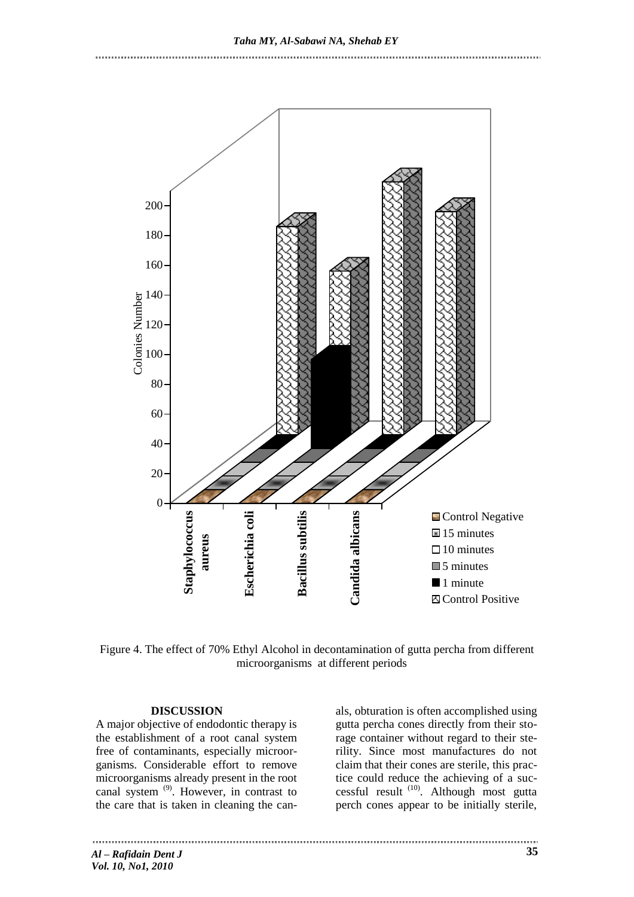Figure 4. The effect of 70% Ethyl Alcohol in decontamination of gutta percha from different microorganisms at different periods

## DISCUSSION

A major objective of endodontic therapy is the establishment of a root canal system free of contaminants, especially microorganisms. Considerable effort to remove microorganisms already present in the root canal system [9]. However, in contrast to the care that is taken in cleaning the canals, obturation is often accomplished using gutta percha cones directly from their storage container without regard to their sterility. Since most manufactures do not claim that their cones are sterile, this practice could reduce the achieving of a successful result [10]. Although most gutta perch cones appear to be initially sterile,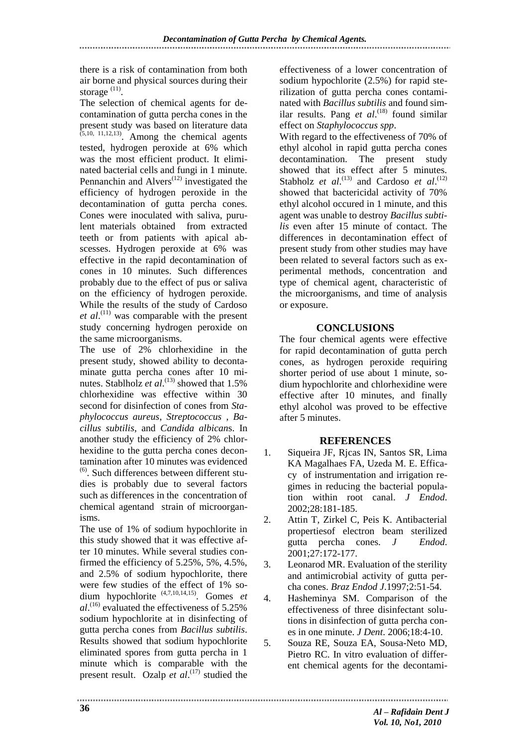there is a risk of contamination from both air borne and physical sources during their storage [11].

The selection of chemical agents for decontamination of gutta percha cones in the present study was based on literature data [5,10, 11,12,13]. Among the chemical agents tested, hydrogen peroxide at 6% which was the most efficient product. It eliminated bacterial cells and fungi in 1 minute. Pennanchin and Alvers[12] investigated the efficiency of hydrogen peroxide in the decontamination of gutta percha cones. Cones were inoculated with saliva, purulent materials obtained from extracted teeth or from patients with apical abscesses. Hydrogen peroxide at 6% was effective in the rapid decontamination of cones in 10 minutes. Such differences probably due to the effect of pus or saliva on the efficiency of hydrogen peroxide. While the results of the study of Cardoso *et al*.[11] was comparable with the present study concerning hydrogen peroxide on the same microorganisms.

The use of 2% chlorhexidine in the present study, showed ability to decontaminate gutta percha cones after 10 minutes. Stablholz *et al*.[13] showed that 1.5% chlorhexidine was effective within 30 second for disinfection of cones from *Staphylococcus aureus*, *Streptococcus* , *Bacillus subtilis*, and *Candida albicans*. In another study the efficiency of 2% chlorhexidine to the gutta percha cones decontamination after 10 minutes was evidenced [6]. Such differences between different studies is probably due to several factors such as differences in the concentration of chemical agentand strain of microorganisms.

The use of 1% of sodium hypochlorite in this study showed that it was effective after 10 minutes. While several studies confirmed the efficiency of 5.25%, 5%, 4.5%, and 2.5% of sodium hypochlorite, there were few studies of the effect of 1% sodium hypochlorite [4,7,10,14,15]. Gomes *et al*.[16] evaluated the effectiveness of 5.25% sodium hypochlorite at in disinfecting of gutta percha cones from *Bacillus subtilis*. Results showed that sodium hypochlorite eliminated spores from gutta percha in 1 minute which is comparable with the present result. Ozalp *et al*.[17] studied the effectiveness of a lower concentration of sodium hypochlorite (2.5%) for rapid sterilization of gutta percha cones contaminated with *Bacillus subtilis* and found similar results. Pang *et al*.[18] found similar effect on *Staphylococcus spp*.

With regard to the effectiveness of 70% of ethyl alcohol in rapid gutta percha cones decontamination. The present study showed that its effect after 5 minutes. Stabholz *et al*.[13] and Cardoso *et al*.[12] showed that bactericidal activity of 70% ethyl alcohol occured in 1 minute, and this agent was unable to destroy *Bacillus subtilis* even after 15 minute of contact. The differences in decontamination effect of present study from other studies may have been related to several factors such as experimental methods, concentration and type of chemical agent, characteristic of the microorganisms, and time of analysis or exposure.

## CONCLUSIONS

The four chemical agents were effective for rapid decontamination of gutta perch cones, as hydrogen peroxide requiring shorter period of use about 1 minute, sodium hypochlorite and chlorhexidine were effective after 10 minutes, and finally ethyl alcohol was proved to be effective after 5 minutes.

## REFERENCES

1. Siqueira JF, Rjcas IN, Santos SR, Lima KA Magalhaes FA, Uzeda M. E. Efficacy of instrumentation and irrigation regimes in reducing the bacterial population within root canal. *J Endod*. 2002;28:181-185.
2. Attin T, Zirkel C, Peis K. Antibacterial propertiesof electron beam sterilized gutta percha cones. *J Endod*. 2001;27:172-177.
3. Leonarod MR. Evaluation of the sterility and antimicrobial activity of gutta percha cones. *Braz Endod J*.1997;2:51-54.
4. Hasheminya SM. Comparison of the effectiveness of three disinfectant solutions in disinfection of gutta percha cones in one minute. *J Dent*. 2006;18:4-10.
5. Souza RE, Souza EA, Sousa-Neto MD, Pietro RC. In vitro evaluation of different chemical agents for the decontami-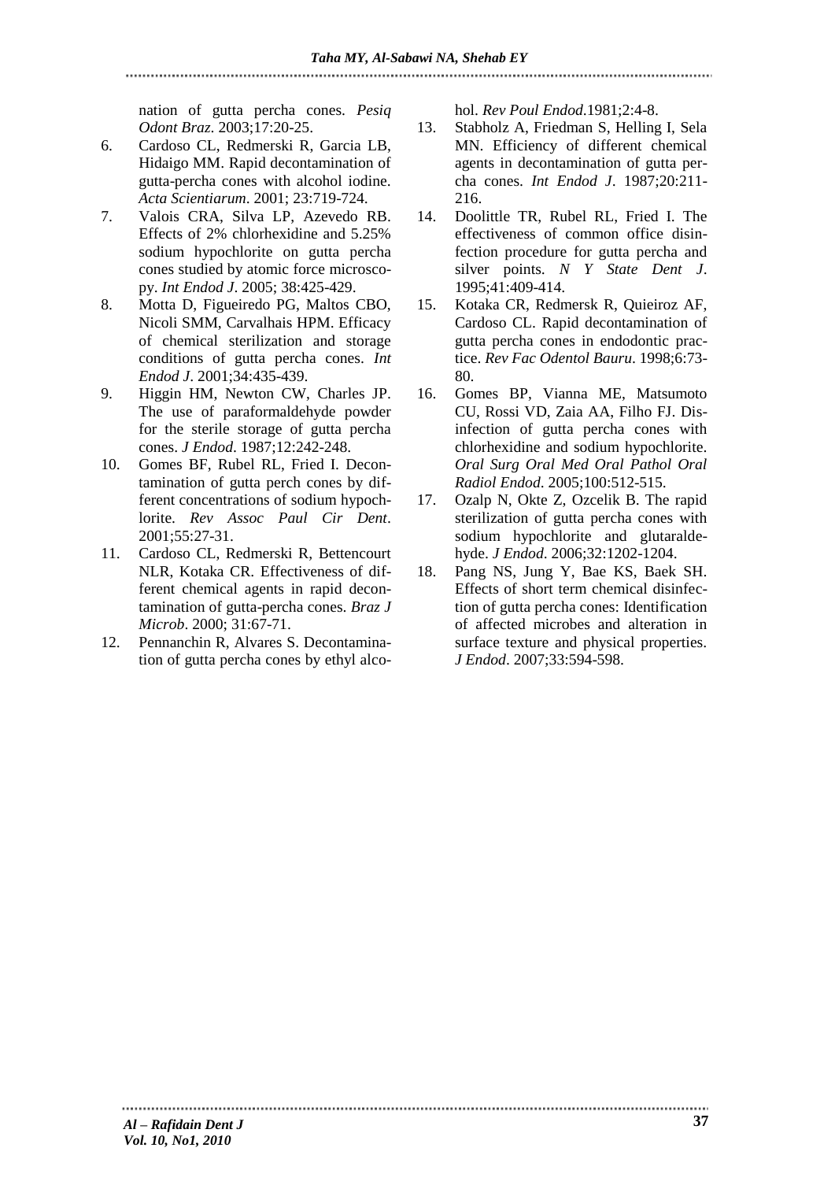nation of gutta percha cones. *Pesiq Odont Braz*. 2003;17:20-25.

6. Cardoso CL, Redmerski R, Garcia LB, Hidaigo MM. Rapid decontamination of gutta-percha cones with alcohol iodine. *Acta Scientiarum*. 2001; 23:719-724.
7. Valois CRA, Silva LP, Azevedo RB. Effects of 2% chlorhexidine and 5.25% sodium hypochlorite on gutta percha cones studied by atomic force microscopy. *Int Endod J*. 2005; 38:425-429.
8. Motta D, Figueiredo PG, Maltos CBO, Nicoli SMM, Carvalhais HPM. Efficacy of chemical sterilization and storage conditions of gutta percha cones. *Int Endod J*. 2001;34:435-439.
9. Higgin HM, Newton CW, Charles JP. The use of paraformaldehyde powder for the sterile storage of gutta percha cones. *J Endod*. 1987;12:242-248.
10. Gomes BF, Rubel RL, Fried I. Decontamination of gutta perch cones by different concentrations of sodium hypochlorite. *Rev Assoc Paul Cir Dent*. 2001;55:27-31.
11. Cardoso CL, Redmerski R, Bettencourt NLR, Kotaka CR. Effectiveness of different chemical agents in rapid decontamination of gutta-percha cones. *Braz J Microb*. 2000; 31:67-71.
12. Pennanchin R, Alvares S. Decontamination of gutta percha cones by ethyl alcohol. *Rev Poul Endod*.1981;2:4-8.
13. Stabholz A, Friedman S, Helling I, Sela MN. Efficiency of different chemical agents in decontamination of gutta percha cones. *Int Endod J*. 1987;20:211-216.
14. Doolittle TR, Rubel RL, Fried I. The effectiveness of common office disinfection procedure for gutta percha and silver points. *N Y State Dent J*. 1995;41:409-414.
15. Kotaka CR, Redmersk R, Quieiroz AF, Cardoso CL. Rapid decontamination of gutta percha cones in endodontic practice. *Rev Fac Odentol Bauru*. 1998;6:73-80.
16. Gomes BP, Vianna ME, Matsumoto CU, Rossi VD, Zaia AA, Filho FJ. Disinfection of gutta percha cones with chlorhexidine and sodium hypochlorite. *Oral Surg Oral Med Oral Pathol Oral Radiol Endod*. 2005;100:512-515.
17. Ozalp N, Okte Z, Ozcelik B. The rapid sterilization of gutta percha cones with sodium hypochlorite and glutaraldehyde. *J Endod*. 2006;32:1202-1204.
18. Pang NS, Jung Y, Bae KS, Baek SH. Effects of short term chemical disinfection of gutta percha cones: Identification of affected microbes and alteration in surface texture and physical properties. *J Endod*. 2007;33:594-598.